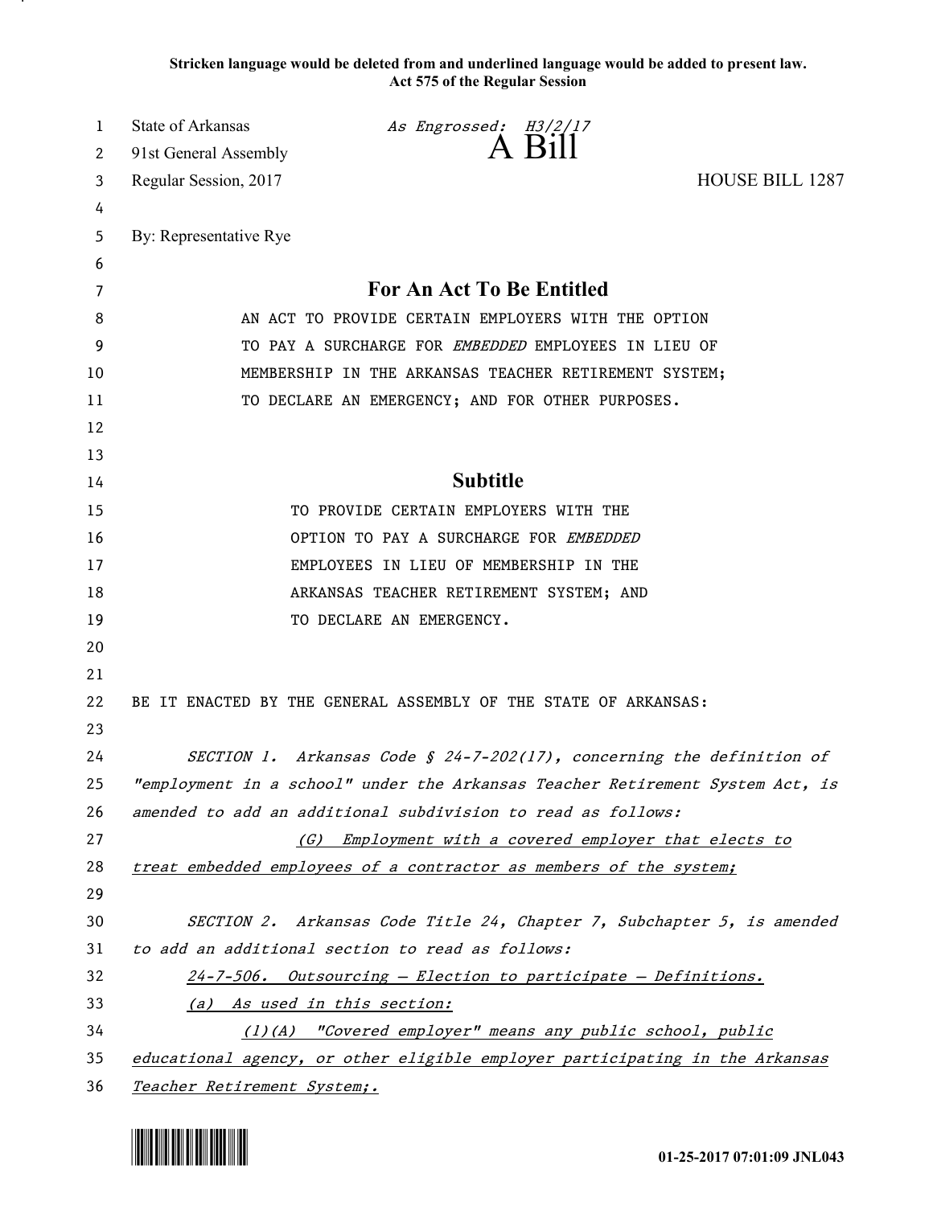**Stricken language would be deleted from and underlined language would be added to present law.**
**Act 575 of the Regular Session**

State of Arkansas *As Engrossed: H3/2/17*
91st General Assembly

# A Bill

Regular Session, 2017 HOUSE BILL 1287

By: Representative Rye

## For An Act To Be Entitled

AN ACT TO PROVIDE CERTAIN EMPLOYERS WITH THE OPTION TO PAY A SURCHARGE FOR *EMBEDDED* EMPLOYEES IN LIEU OF MEMBERSHIP IN THE ARKANSAS TEACHER RETIREMENT SYSTEM; TO DECLARE AN EMERGENCY; AND FOR OTHER PURPOSES.

## Subtitle

TO PROVIDE CERTAIN EMPLOYERS WITH THE OPTION TO PAY A SURCHARGE FOR *EMBEDDED* EMPLOYEES IN LIEU OF MEMBERSHIP IN THE ARKANSAS TEACHER RETIREMENT SYSTEM; AND TO DECLARE AN EMERGENCY.

BE IT ENACTED BY THE GENERAL ASSEMBLY OF THE STATE OF ARKANSAS:

*SECTION 1. Arkansas Code § 24-7-202(17), concerning the definition of "employment in a school" under the Arkansas Teacher Retirement System Act, is amended to add an additional subdivision to read as follows:*

*(G) Employment with a covered employer that elects to treat embedded employees of a contractor as members of the system;*

*SECTION 2. Arkansas Code Title 24, Chapter 7, Subchapter 5, is amended to add an additional section to read as follows:*

*24-7-506. Outsourcing — Election to participate — Definitions.*

*(a) As used in this section:*

*(1)(A) "Covered employer" means any public school, public educational agency, or other eligible employer participating in the Arkansas Teacher Retirement System;.*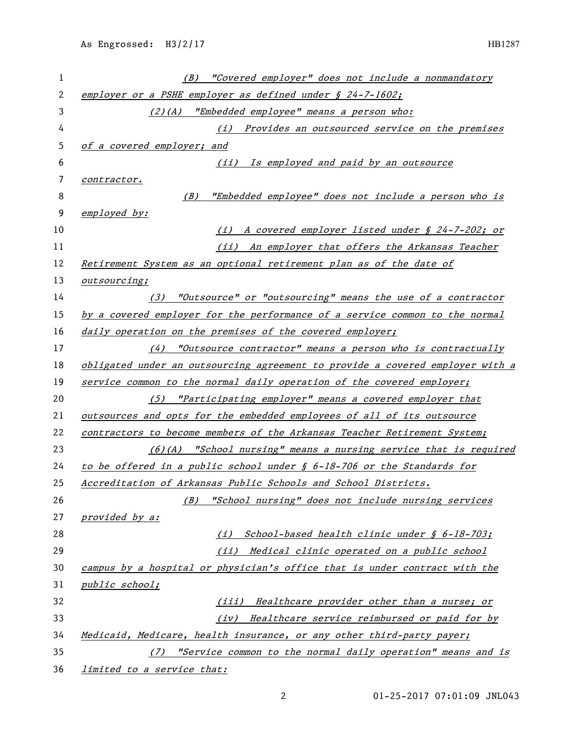*(B) "Covered employer" does not include a nonmandatory employer or a PSHE employer as defined under § 24-7-1602;*

*(2)(A) "Embedded employee" means a person who:*

*(i) Provides an outsourced service on the premises of a covered employer; and*

*(ii) Is employed and paid by an outsource contractor.*

*(B) "Embedded employee" does not include a person who is employed by:*

*(i) A covered employer listed under § 24-7-202; or*

*(ii) An employer that offers the Arkansas Teacher Retirement System as an optional retirement plan as of the date of outsourcing;*

*(3) "Outsource" or "outsourcing" means the use of a contractor by a covered employer for the performance of a service common to the normal daily operation on the premises of the covered employer;*

*(4) "Outsource contractor" means a person who is contractually obligated under an outsourcing agreement to provide a covered employer with a service common to the normal daily operation of the covered employer;*

*(5) "Participating employer" means a covered employer that outsources and opts for the embedded employees of all of its outsource contractors to become members of the Arkansas Teacher Retirement System;*

*(6)(A) "School nursing" means a nursing service that is required to be offered in a public school under § 6-18-706 or the Standards for Accreditation of Arkansas Public Schools and School Districts.*

*(B) "School nursing" does not include nursing services provided by a:*

*(i) School-based health clinic under § 6-18-703;*

*(ii) Medical clinic operated on a public school campus by a hospital or physician's office that is under contract with the public school;*

*(iii) Healthcare provider other than a nurse; or*

*(iv) Healthcare service reimbursed or paid for by Medicaid, Medicare, health insurance, or any other third-party payer;*

*(7) "Service common to the normal daily operation" means and is limited to a service that:*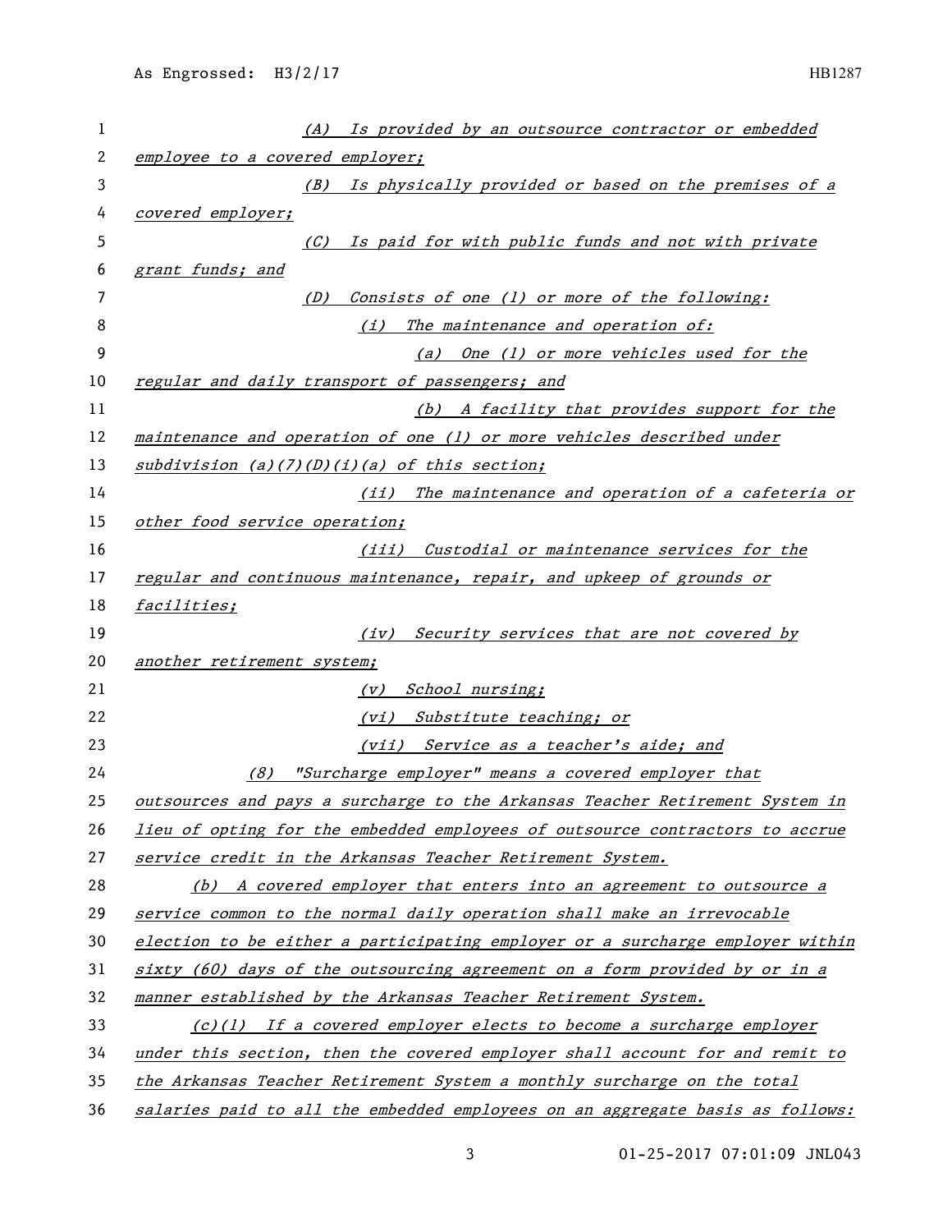*(A) Is provided by an outsource contractor or embedded employee to a covered employer;*

*(B) Is physically provided or based on the premises of a covered employer;*

*(C) Is paid for with public funds and not with private grant funds; and*

*(D) Consists of one (1) or more of the following:*

*(i) The maintenance and operation of:*

*(a) One (1) or more vehicles used for the regular and daily transport of passengers; and*

*(b) A facility that provides support for the maintenance and operation of one (1) or more vehicles described under subdivision (a)(7)(D)(i)(a) of this section;*

*(ii) The maintenance and operation of a cafeteria or other food service operation;*

*(iii) Custodial or maintenance services for the regular and continuous maintenance, repair, and upkeep of grounds or facilities;*

*(iv) Security services that are not covered by another retirement system;*

*(v) School nursing;*

*(vi) Substitute teaching; or*

*(vii) Service as a teacher's aide; and*

*(8) "Surcharge employer" means a covered employer that outsources and pays a surcharge to the Arkansas Teacher Retirement System in lieu of opting for the embedded employees of outsource contractors to accrue service credit in the Arkansas Teacher Retirement System.*

*(b) A covered employer that enters into an agreement to outsource a service common to the normal daily operation shall make an irrevocable election to be either a participating employer or a surcharge employer within sixty (60) days of the outsourcing agreement on a form provided by or in a manner established by the Arkansas Teacher Retirement System.*

*(c)(1) If a covered employer elects to become a surcharge employer under this section, then the covered employer shall account for and remit to the Arkansas Teacher Retirement System a monthly surcharge on the total salaries paid to all the embedded employees on an aggregate basis as follows:*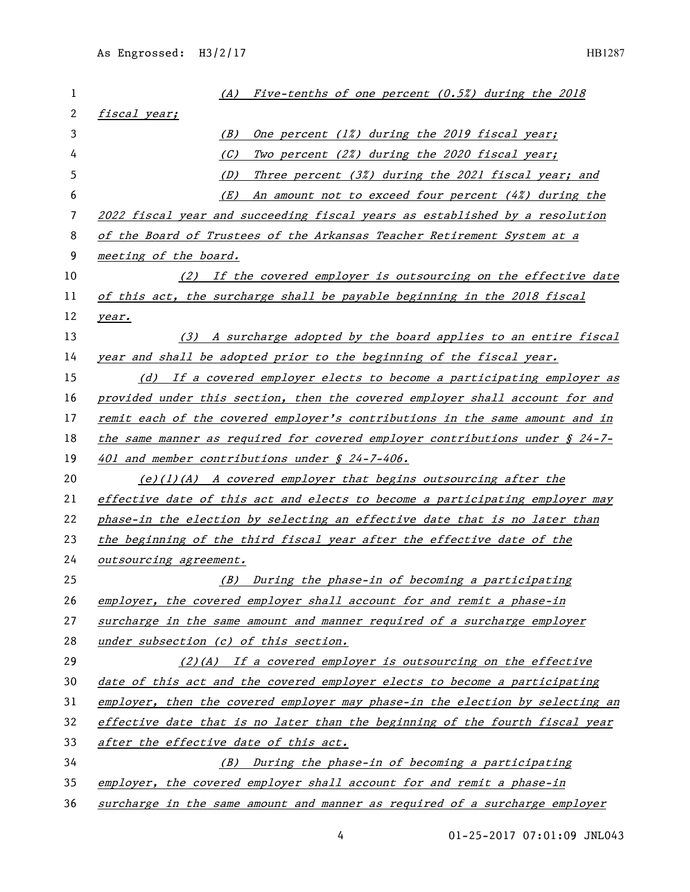*(A) Five-tenths of one percent (0.5%) during the 2018 fiscal year;*

*(B) One percent (1%) during the 2019 fiscal year;*

*(C) Two percent (2%) during the 2020 fiscal year;*

*(D) Three percent (3%) during the 2021 fiscal year; and*

*(E) An amount not to exceed four percent (4%) during the 2022 fiscal year and succeeding fiscal years as established by a resolution of the Board of Trustees of the Arkansas Teacher Retirement System at a meeting of the board.*

*(2) If the covered employer is outsourcing on the effective date of this act, the surcharge shall be payable beginning in the 2018 fiscal year.*

*(3) A surcharge adopted by the board applies to an entire fiscal year and shall be adopted prior to the beginning of the fiscal year.*

*(d) If a covered employer elects to become a participating employer as provided under this section, then the covered employer shall account for and remit each of the covered employer's contributions in the same amount and in the same manner as required for covered employer contributions under § 24-7-401 and member contributions under § 24-7-406.*

*(e)(1)(A) A covered employer that begins outsourcing after the effective date of this act and elects to become a participating employer may phase-in the election by selecting an effective date that is no later than the beginning of the third fiscal year after the effective date of the outsourcing agreement.*

*(B) During the phase-in of becoming a participating employer, the covered employer shall account for and remit a phase-in surcharge in the same amount and manner required of a surcharge employer under subsection (c) of this section.*

*(2)(A) If a covered employer is outsourcing on the effective date of this act and the covered employer elects to become a participating employer, then the covered employer may phase-in the election by selecting an effective date that is no later than the beginning of the fourth fiscal year after the effective date of this act.*

*(B) During the phase-in of becoming a participating employer, the covered employer shall account for and remit a phase-in surcharge in the same amount and manner as required of a surcharge employer*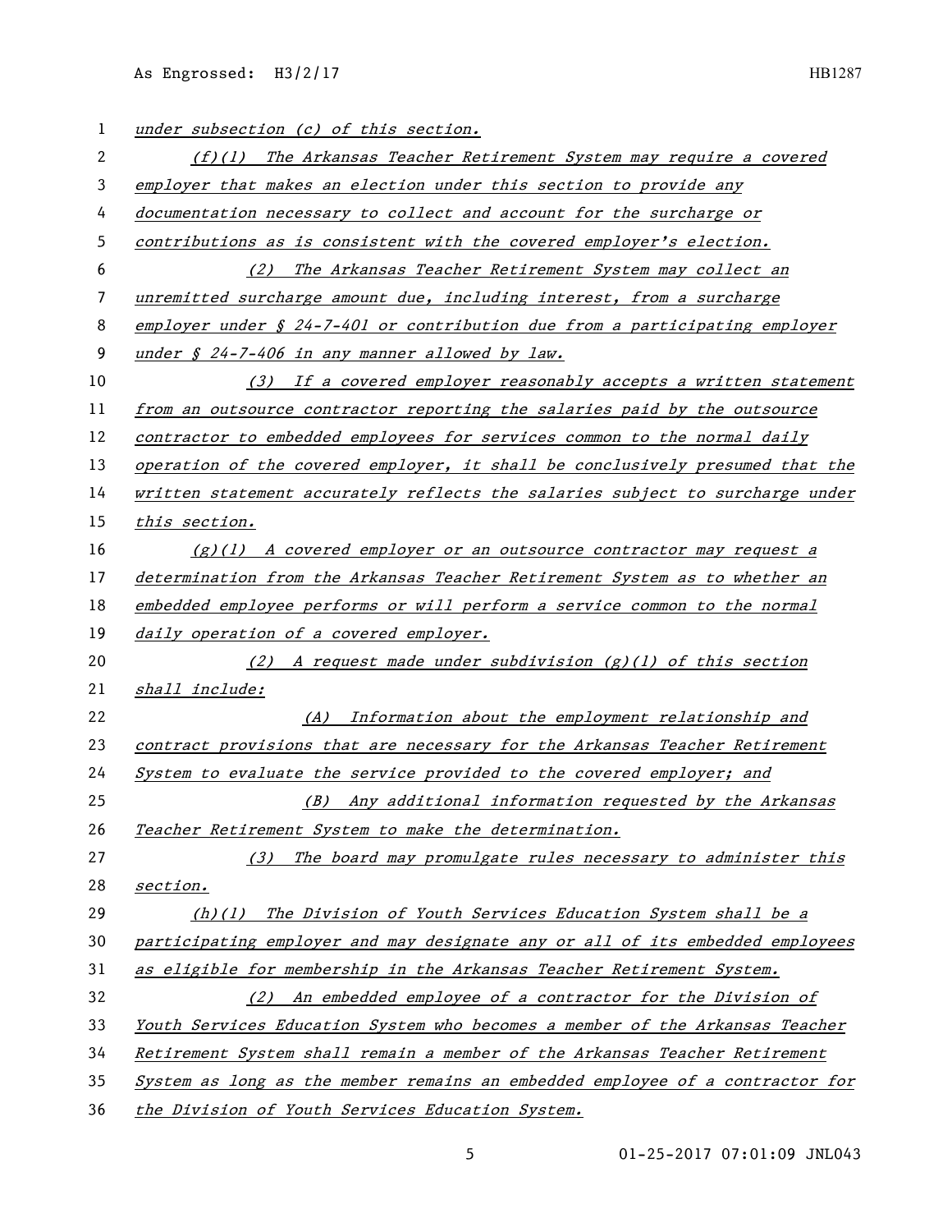*under subsection (c) of this section.*

*(f)(1) The Arkansas Teacher Retirement System may require a covered employer that makes an election under this section to provide any documentation necessary to collect and account for the surcharge or contributions as is consistent with the covered employer's election.*

*(2) The Arkansas Teacher Retirement System may collect an unremitted surcharge amount due, including interest, from a surcharge employer under § 24-7-401 or contribution due from a participating employer under § 24-7-406 in any manner allowed by law.*

*(3) If a covered employer reasonably accepts a written statement from an outsource contractor reporting the salaries paid by the outsource contractor to embedded employees for services common to the normal daily operation of the covered employer, it shall be conclusively presumed that the written statement accurately reflects the salaries subject to surcharge under this section.*

*(g)(1) A covered employer or an outsource contractor may request a determination from the Arkansas Teacher Retirement System as to whether an embedded employee performs or will perform a service common to the normal daily operation of a covered employer.*

*(2) A request made under subdivision (g)(1) of this section shall include:*

*(A) Information about the employment relationship and contract provisions that are necessary for the Arkansas Teacher Retirement System to evaluate the service provided to the covered employer; and*

*(B) Any additional information requested by the Arkansas Teacher Retirement System to make the determination.*

*(3) The board may promulgate rules necessary to administer this section.*

*(h)(1) The Division of Youth Services Education System shall be a participating employer and may designate any or all of its embedded employees as eligible for membership in the Arkansas Teacher Retirement System.*

*(2) An embedded employee of a contractor for the Division of Youth Services Education System who becomes a member of the Arkansas Teacher Retirement System shall remain a member of the Arkansas Teacher Retirement System as long as the member remains an embedded employee of a contractor for the Division of Youth Services Education System.*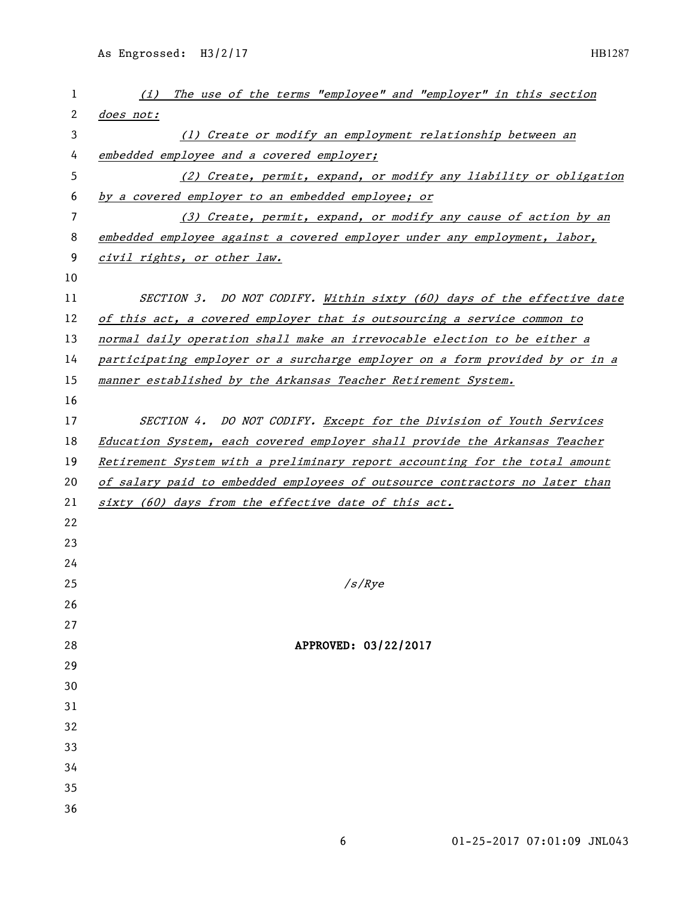*(i) The use of the terms "employee" and "employer" in this section does not:*

*(1) Create or modify an employment relationship between an embedded employee and a covered employer;*

*(2) Create, permit, expand, or modify any liability or obligation by a covered employer to an embedded employee; or*

*(3) Create, permit, expand, or modify any cause of action by an embedded employee against a covered employer under any employment, labor, civil rights, or other law.*

*SECTION 3. DO NOT CODIFY. Within sixty (60) days of the effective date of this act, a covered employer that is outsourcing a service common to normal daily operation shall make an irrevocable election to be either a participating employer or a surcharge employer on a form provided by or in a manner established by the Arkansas Teacher Retirement System.*

*SECTION 4. DO NOT CODIFY. Except for the Division of Youth Services Education System, each covered employer shall provide the Arkansas Teacher Retirement System with a preliminary report accounting for the total amount of salary paid to embedded employees of outsource contractors no later than sixty (60) days from the effective date of this act.*

*/s/Rye*

**APPROVED: 03/22/2017**